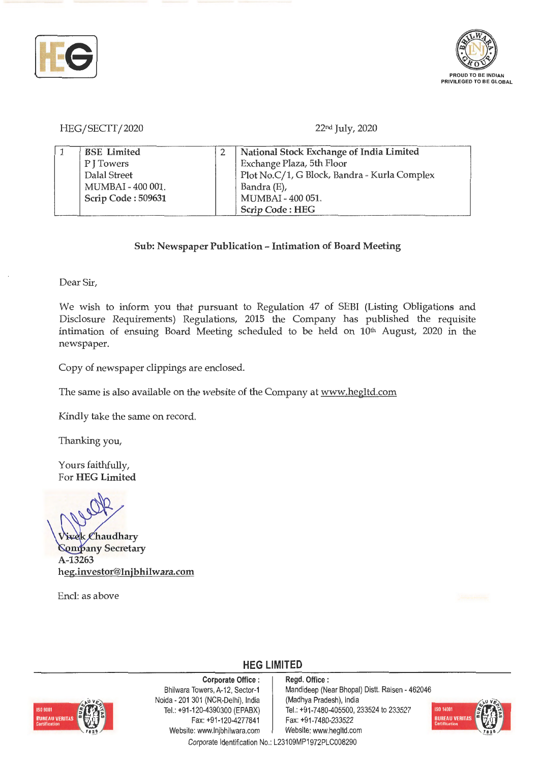HEG/SECTT/2020 22nd July, 2020

| 1 | BSE Limited<br>P J Towers<br>Dalal Street<br>MUMBAI - 400 001.<br>Scrip Code : 509631 | 2 | National Stock Exchange of India Limited<br>Exchange Plaza, 5th Floor<br>Plot No.C/1, G Block, Bandra - Kurla Complex<br>Bandra (E),<br>MUMBAI - 400 051.<br>Scrip Code : HEG |
|---|---|---|---|

**Sub: Newspaper Publication – Intimation of Board Meeting**

Dear Sir,

We wish to inform you that pursuant to Regulation 47 of SEBI (Listing Obligations and Disclosure Requirements) Regulations, 2015 the Company has published the requisite intimation of ensuing Board Meeting scheduled to be held on 10th August, 2020 in the newspaper.

Copy of newspaper clippings are enclosed.

The same is also available on the website of the Company at www.hegltd.com

Kindly take the same on record.

Thanking you,

Yours faithfully,
For **HEG Limited**

Vivek Chaudhary
Company Secretary
A-13263
heg.investor@lnjbhilwara.com

Encl: as above

**HEG LIMITED**

**Corporate Office :** Bhilwara Towers, A-12, Sector-1, Noida - 201 301 (NCR-Delhi), India, Tel.: +91-120-4390300 (EPABX), Fax: +91-120-4277841, Website: www.lnjbhilwara.com

**Regd. Office :** Mandideep (Near Bhopal) Distt. Raisen - 462046 (Madhya Pradesh), India, Tel.: +91-7480-405500, 233524 to 233527, Fax: +91-7480-233522, Website: www.hegltd.com

Corporate Identification No.: L23109MP1972PLC008290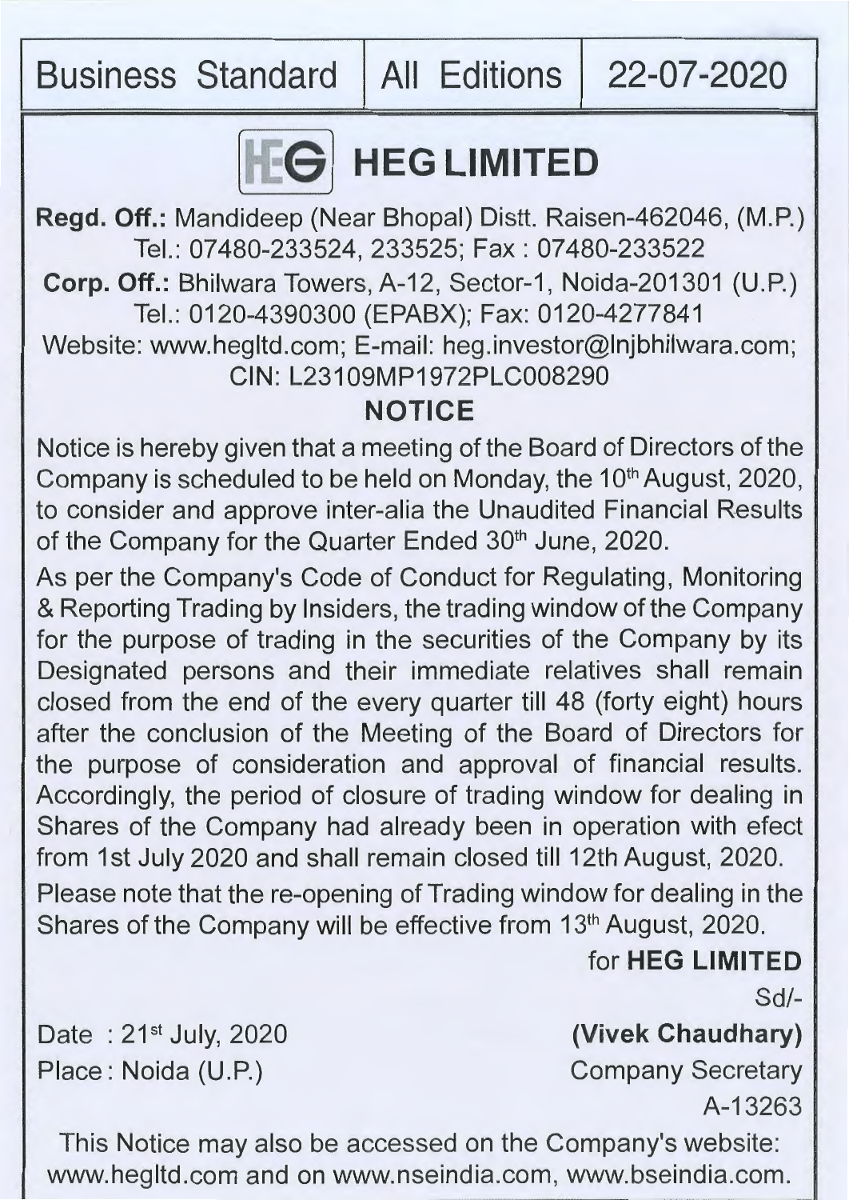Business Standard | All Editions | 22-07-2020

# HEG LIMITED

**Regd. Off.:** Mandideep (Near Bhopal) Distt. Raisen-462046, (M.P.)
Tel.: 07480-233524, 233525; Fax : 07480-233522
**Corp. Off.:** Bhilwara Towers, A-12, Sector-1, Noida-201301 (U.P.)
Tel.: 0120-4390300 (EPABX); Fax: 0120-4277841
Website: www.hegltd.com; E-mail: heg.investor@lnjbhilwara.com;
CIN: L23109MP1972PLC008290

## NOTICE

Notice is hereby given that a meeting of the Board of Directors of the Company is scheduled to be held on Monday, the 10th August, 2020, to consider and approve inter-alia the Unaudited Financial Results of the Company for the Quarter Ended 30th June, 2020.

As per the Company's Code of Conduct for Regulating, Monitoring & Reporting Trading by Insiders, the trading window of the Company for the purpose of trading in the securities of the Company by its Designated persons and their immediate relatives shall remain closed from the end of the every quarter till 48 (forty eight) hours after the conclusion of the Meeting of the Board of Directors for the purpose of consideration and approval of financial results. Accordingly, the period of closure of trading window for dealing in Shares of the Company had already been in operation with efect from 1st July 2020 and shall remain closed till 12th August, 2020.

Please note that the re-opening of Trading window for dealing in the Shares of the Company will be effective from 13th August, 2020.

for **HEG LIMITED**

Sd/-

**(Vivek Chaudhary)**
Company Secretary
A-13263

Date : 21st July, 2020
Place : Noida (U.P.)

This Notice may also be accessed on the Company's website: www.hegltd.com and on www.nseindia.com, www.bseindia.com.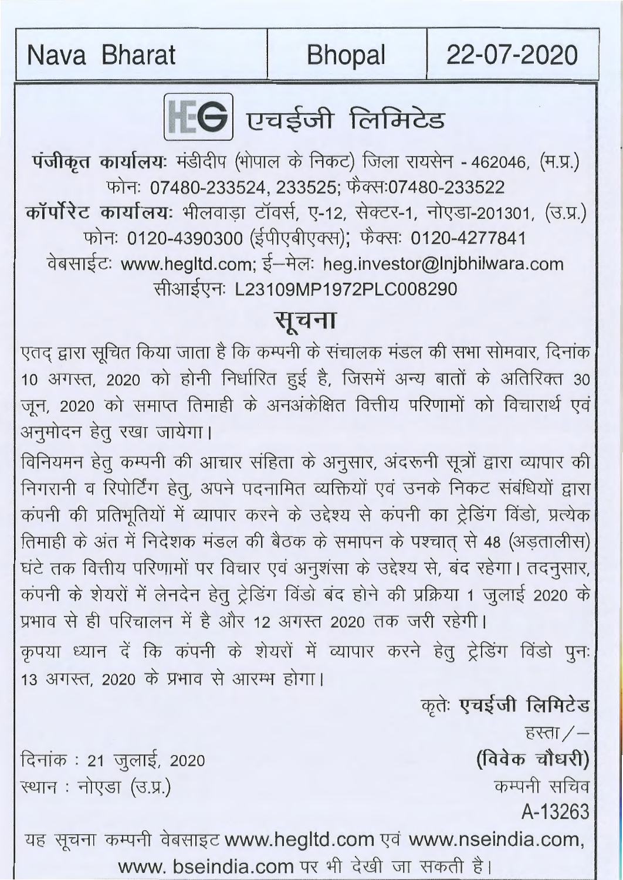| Nava Bharat | Bhopal | 22-07-2020 |
|---|---|---|

# HEG एचईजी लिमिटेड

**पंजीकृत कार्यालयः** मंडीदीप (भोपाल के निकट) जिला रायसेन - 462046, (म.प्र.)
फोनः 07480-233524, 233525; फैक्स:07480-233522
**कॉर्पोरेट कार्यालयः** भीलवाड़ा टॉवर्स, ए-12, सेक्टर-1, नोएडा-201301, (उ.प्र.)
फोनः 0120-4390300 (ईपीएबीएक्स); फैक्सः 0120-4277841
वेबसाईटः www.hegltd.com; ई–मेलः heg.investor@lnjbhilwara.com
सीआईएनः L23109MP1972PLC008290

## सूचना

एतद् द्वारा सूचित किया जाता है कि कम्पनी के संचालक मंडल की सभा सोमवार, दिनांक 10 अगस्त, 2020 को होनी निर्धारित हुई है, जिसमें अन्य बातों के अतिरिक्त 30 जून, 2020 को समाप्त तिमाही के अनअंकेक्षित वित्तीय परिणामों को विचारार्थ एवं अनुमोदन हेतु रखा जायेगा।

विनियमन हेतु कम्पनी की आचार संहिता के अनुसार, अंदरूनी सूत्रों द्वारा व्यापार की निगरानी व रिपोर्टिंग हेतु, अपने पदनामित व्यक्तियों एवं उनके निकट संबंधियों द्वारा कंपनी की प्रतिभूतियों में व्यापार करने के उद्देश्य से कंपनी का ट्रेडिंग विंडो, प्रत्येक तिमाही के अंत में निदेशक मंडल की बैठक के समापन के पश्चात् से 48 (अड़तालीस) घंटे तक वित्तीय परिणामों पर विचार एवं अनुशंसा के उद्देश्य से, बंद रहेगा। तदनुसार, कंपनी के शेयरों में लेनदेन हेतु ट्रेडिंग विंडो बंद होने की प्रक्रिया 1 जुलाई 2020 के प्रभाव से ही परिचालन में है और 12 अगस्त 2020 तक जरी रहेगी।

कृपया ध्यान दें कि कंपनी के शेयरों में व्यापार करने हेतु ट्रेडिंग विंडो पुनः 13 अगस्त, 2020 के प्रभाव से आरम्भ होगा।

कृतेः **एचईजी लिमिटेड**
हस्ता/–
**(विवेक चौधरी)**
कम्पनी सचिव
A-13263

दिनांक : 21 जुलाई, 2020
स्थान : नोएडा (उ.प्र.)

यह सूचना कम्पनी वेबसाइट www.hegltd.com एवं www.nseindia.com, www. bseindia.com पर भी देखी जा सकती है।